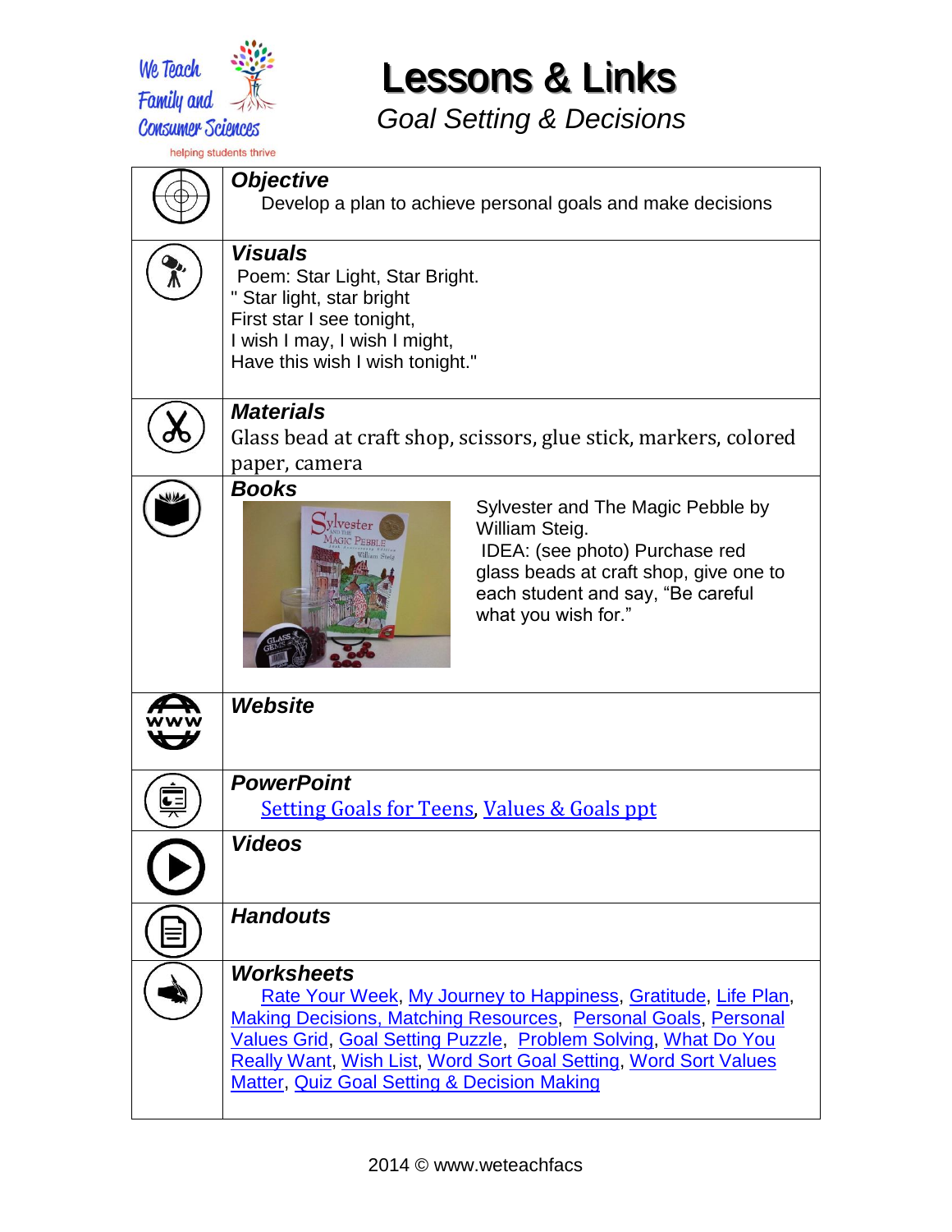We Teach Family and Consumer Sciences

helping students thrive

# Lessons & Links

*Goal Setting & Decisions*

### *Objective*

Develop a plan to achieve personal goals and make decisions

### *Visuals*

Poem: Star Light, Star Bright.

" Star light, star bright
First star I see tonight,
I wish I may, I wish I might,
Have this wish I wish tonight."

### *Materials*

Glass bead at craft shop, scissors, glue stick, markers, colored paper, camera

### *Books*

Sylvester and The Magic Pebble by William Steig.

IDEA: (see photo) Purchase red glass beads at craft shop, give one to each student and say, "Be careful what you wish for."

### *Website*

### *PowerPoint*

Setting Goals for Teens, Values & Goals ppt

### *Videos*

### *Handouts*

### *Worksheets*

Rate Your Week, My Journey to Happiness, Gratitude, Life Plan, Making Decisions, Matching Resources, Personal Goals, Personal Values Grid, Goal Setting Puzzle, Problem Solving, What Do You Really Want, Wish List, Word Sort Goal Setting, Word Sort Values Matter, Quiz Goal Setting & Decision Making

2014 © www.weteachfacs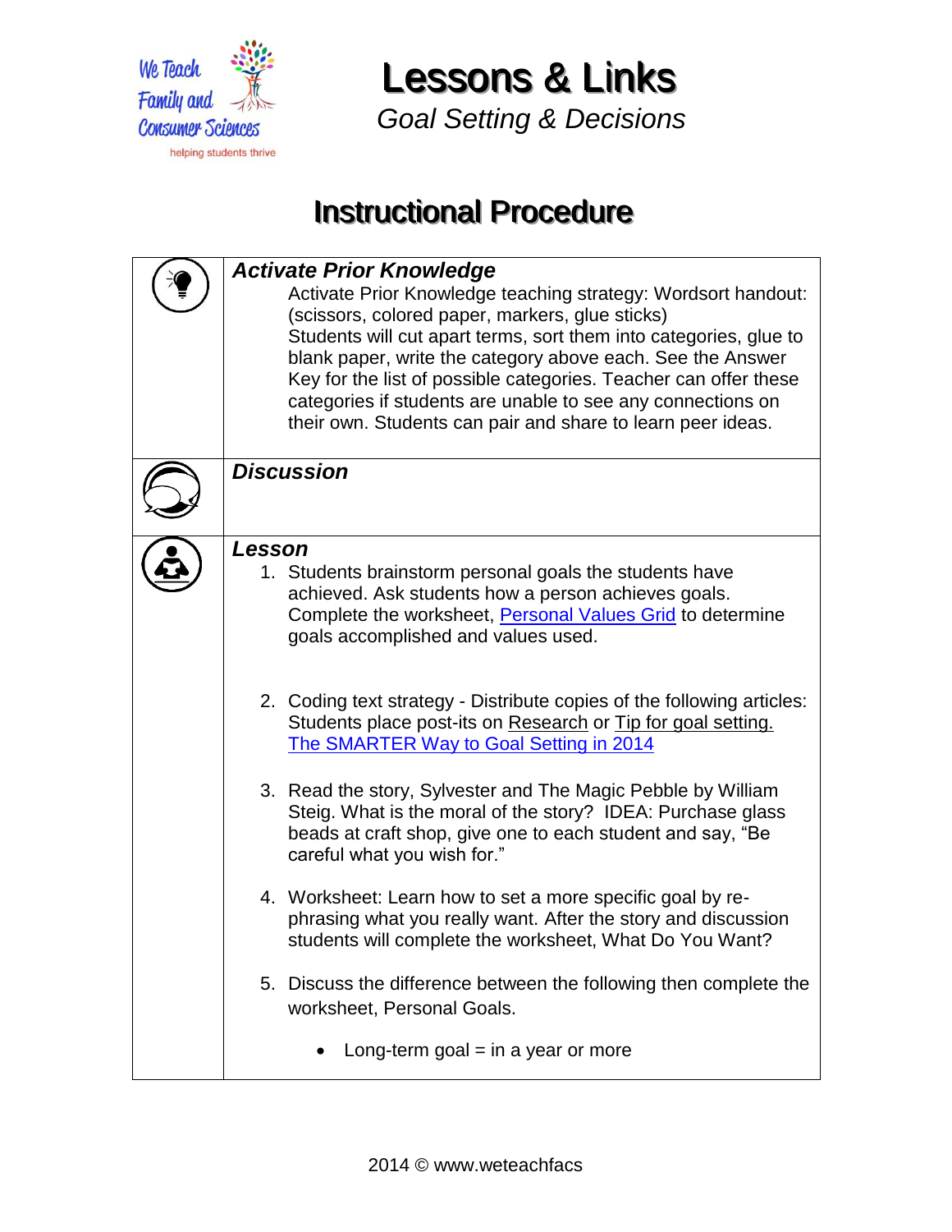# Lessons & Links

*Goal Setting & Decisions*

## Instructional Procedure

| | |
|---|---|
| | ***Activate Prior Knowledge*** Activate Prior Knowledge teaching strategy: Wordsort handout: (scissors, colored paper, markers, glue sticks) Students will cut apart terms, sort them into categories, glue to blank paper, write the category above each. See the Answer Key for the list of possible categories. Teacher can offer these categories if students are unable to see any connections on their own. Students can pair and share to learn peer ideas. |
| | ***Discussion*** |
| | ***Lesson*** 1. Students brainstorm personal goals the students have achieved. Ask students how a person achieves goals. Complete the worksheet, Personal Values Grid to determine goals accomplished and values used. 2. Coding text strategy - Distribute copies of the following articles: Students place post-its on Research or Tip for goal setting. The SMARTER Way to Goal Setting in 2014 3. Read the story, Sylvester and The Magic Pebble by William Steig. What is the moral of the story? IDEA: Purchase glass beads at craft shop, give one to each student and say, "Be careful what you wish for." 4. Worksheet: Learn how to set a more specific goal by re-phrasing what you really want. After the story and discussion students will complete the worksheet, What Do You Want? 5. Discuss the difference between the following then complete the worksheet, Personal Goals. • Long-term goal = in a year or more |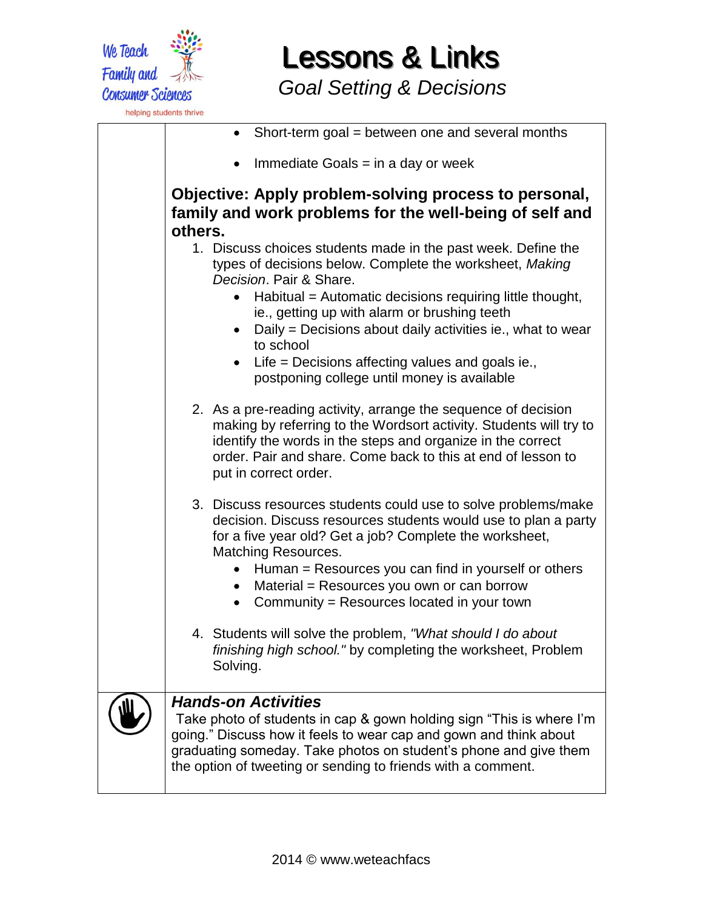# Lessons & Links

*Goal Setting & Decisions*

- Short-term goal = between one and several months
- Immediate Goals = in a day or week

**Objective: Apply problem-solving process to personal, family and work problems for the well-being of self and others.**

1. Discuss choices students made in the past week. Define the types of decisions below. Complete the worksheet, *Making Decision*. Pair & Share.
   - Habitual = Automatic decisions requiring little thought, ie., getting up with alarm or brushing teeth
   - Daily = Decisions about daily activities ie., what to wear to school
   - Life = Decisions affecting values and goals ie., postponing college until money is available
2. As a pre-reading activity, arrange the sequence of decision making by referring to the Wordsort activity. Students will try to identify the words in the steps and organize in the correct order. Pair and share. Come back to this at end of lesson to put in correct order.
3. Discuss resources students could use to solve problems/make decision. Discuss resources students would use to plan a party for a five year old? Get a job? Complete the worksheet, Matching Resources.
   - Human = Resources you can find in yourself or others
   - Material = Resources you own or can borrow
   - Community = Resources located in your town
4. Students will solve the problem, *"What should I do about finishing high school."* by completing the worksheet, Problem Solving.

***Hands-on Activities***

Take photo of students in cap & gown holding sign "This is where I'm going." Discuss how it feels to wear cap and gown and think about graduating someday. Take photos on student's phone and give them the option of tweeting or sending to friends with a comment.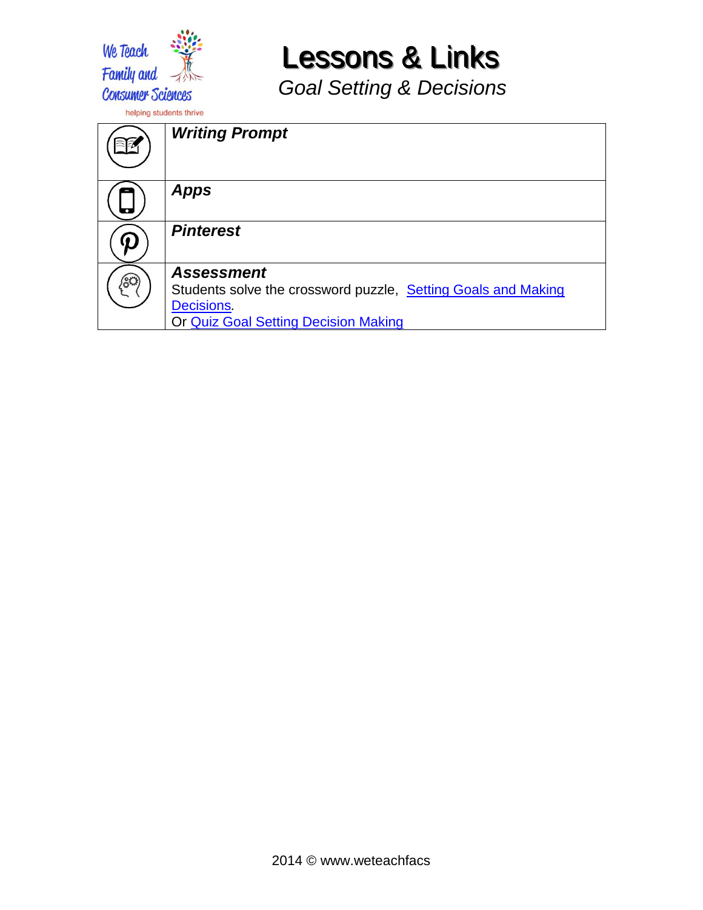# Lessons & Links

*Goal Setting & Decisions*

| | |
|---|---|
| | ***Writing Prompt*** |
| | ***Apps*** |
| | ***Pinterest*** |
| | ***Assessment*** Students solve the crossword puzzle, Setting Goals and Making Decisions. Or Quiz Goal Setting Decision Making |

2014 © www.weteachfacs